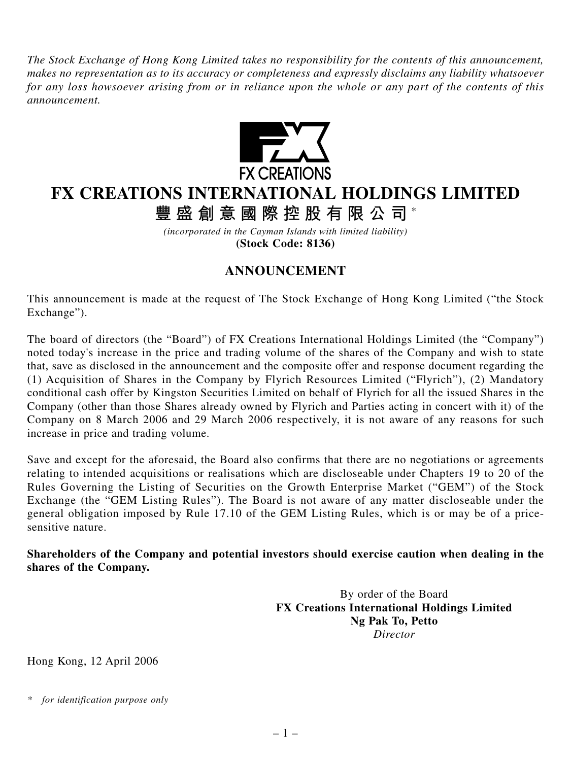*The Stock Exchange of Hong Kong Limited takes no responsibility for the contents of this announcement, makes no representation as to its accuracy or completeness and expressly disclaims any liability whatsoever for any loss howsoever arising from or in reliance upon the whole or any part of the contents of this announcement.*

FX CREATIONS

# FX CREATIONS INTERNATIONAL HOLDINGS LIMITED

# 豐盛創意國際控股有限公司*

*(incorporated in the Cayman Islands with limited liability)*

**(Stock Code: 8136)**

## ANNOUNCEMENT

This announcement is made at the request of The Stock Exchange of Hong Kong Limited ("the Stock Exchange").

The board of directors (the "Board") of FX Creations International Holdings Limited (the "Company") noted today's increase in the price and trading volume of the shares of the Company and wish to state that, save as disclosed in the announcement and the composite offer and response document regarding the (1) Acquisition of Shares in the Company by Flyrich Resources Limited ("Flyrich"), (2) Mandatory conditional cash offer by Kingston Securities Limited on behalf of Flyrich for all the issued Shares in the Company (other than those Shares already owned by Flyrich and Parties acting in concert with it) of the Company on 8 March 2006 and 29 March 2006 respectively, it is not aware of any reasons for such increase in price and trading volume.

Save and except for the aforesaid, the Board also confirms that there are no negotiations or agreements relating to intended acquisitions or realisations which are discloseable under Chapters 19 to 20 of the Rules Governing the Listing of Securities on the Growth Enterprise Market ("GEM") of the Stock Exchange (the "GEM Listing Rules"). The Board is not aware of any matter discloseable under the general obligation imposed by Rule 17.10 of the GEM Listing Rules, which is or may be of a price-sensitive nature.

**Shareholders of the Company and potential investors should exercise caution when dealing in the shares of the Company.**

By order of the Board
**FX Creations International Holdings Limited**
**Ng Pak To, Petto**
*Director*

Hong Kong, 12 April 2006

\* *for identification purpose only*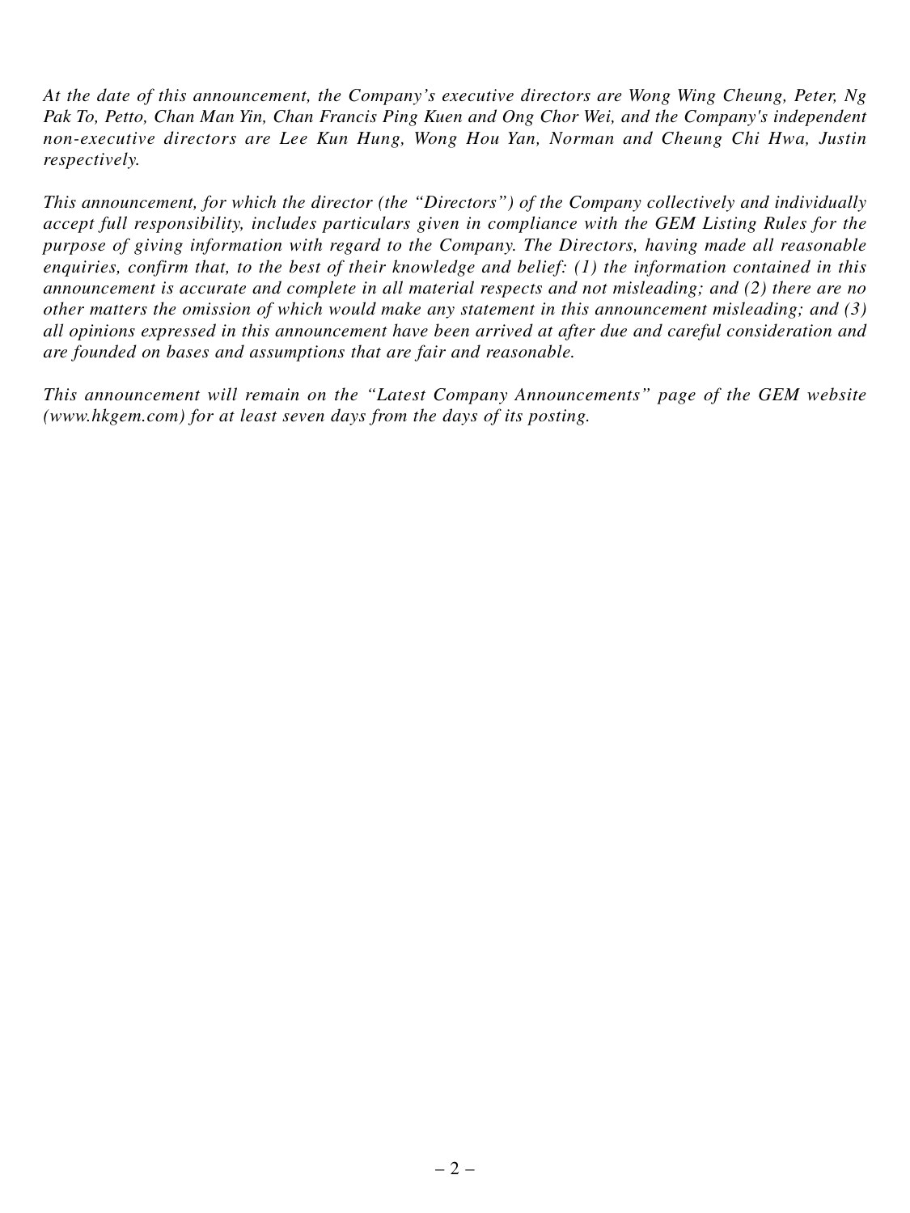*At the date of this announcement, the Company's executive directors are Wong Wing Cheung, Peter, Ng Pak To, Petto, Chan Man Yin, Chan Francis Ping Kuen and Ong Chor Wei, and the Company's independent non-executive directors are Lee Kun Hung, Wong Hou Yan, Norman and Cheung Chi Hwa, Justin respectively.*

*This announcement, for which the director (the "Directors") of the Company collectively and individually accept full responsibility, includes particulars given in compliance with the GEM Listing Rules for the purpose of giving information with regard to the Company. The Directors, having made all reasonable enquiries, confirm that, to the best of their knowledge and belief: (1) the information contained in this announcement is accurate and complete in all material respects and not misleading; and (2) there are no other matters the omission of which would make any statement in this announcement misleading; and (3) all opinions expressed in this announcement have been arrived at after due and careful consideration and are founded on bases and assumptions that are fair and reasonable.*

*This announcement will remain on the "Latest Company Announcements" page of the GEM website (www.hkgem.com) for at least seven days from the days of its posting.*